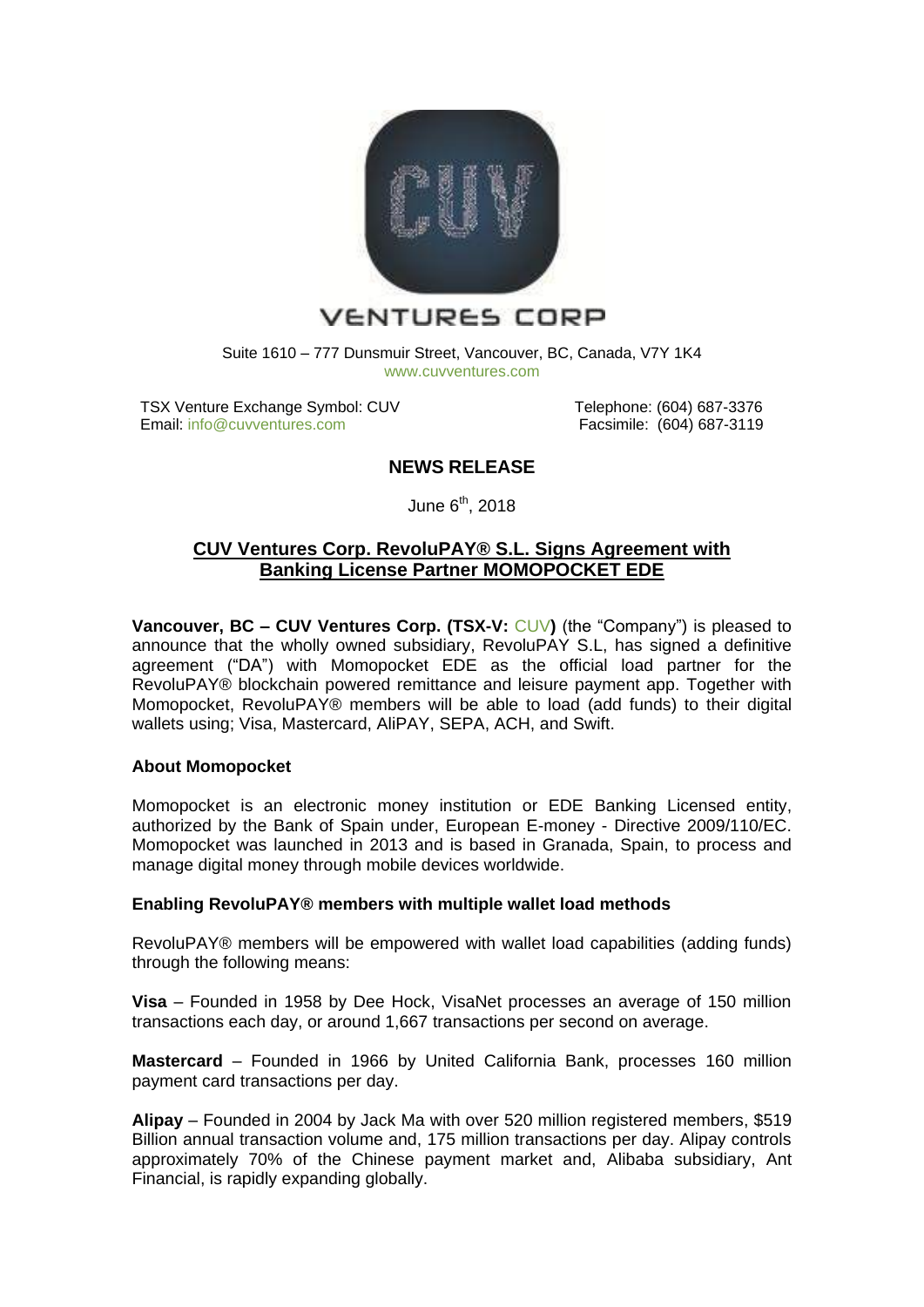VENTURES CORP

Suite 1610 – 777 Dunsmuir Street, Vancouver, BC, Canada, V7Y 1K4
www.cuvventures.com

TSX Venture Exchange Symbol: CUV
Email: info@cuvventures.com

Telephone: (604) 687-3376
Facsimile: (604) 687-3119

## NEWS RELEASE

June 6th, 2018

## CUV Ventures Corp. RevoluPAY® S.L. Signs Agreement with Banking License Partner MOMOPOCKET EDE

**Vancouver, BC – CUV Ventures Corp. (TSX-V: CUV)** (the "Company") is pleased to announce that the wholly owned subsidiary, RevoluPAY S.L, has signed a definitive agreement ("DA") with Momopocket EDE as the official load partner for the RevoluPAY® blockchain powered remittance and leisure payment app. Together with Momopocket, RevoluPAY® members will be able to load (add funds) to their digital wallets using; Visa, Mastercard, AliPAY, SEPA, ACH, and Swift.

**About Momopocket**

Momopocket is an electronic money institution or EDE Banking Licensed entity, authorized by the Bank of Spain under, European E-money - Directive 2009/110/EC. Momopocket was launched in 2013 and is based in Granada, Spain, to process and manage digital money through mobile devices worldwide.

**Enabling RevoluPAY® members with multiple wallet load methods**

RevoluPAY® members will be empowered with wallet load capabilities (adding funds) through the following means:

**Visa** – Founded in 1958 by Dee Hock, VisaNet processes an average of 150 million transactions each day, or around 1,667 transactions per second on average.

**Mastercard** – Founded in 1966 by United California Bank, processes 160 million payment card transactions per day.

**Alipay** – Founded in 2004 by Jack Ma with over 520 million registered members, $519 Billion annual transaction volume and, 175 million transactions per day. Alipay controls approximately 70% of the Chinese payment market and, Alibaba subsidiary, Ant Financial, is rapidly expanding globally.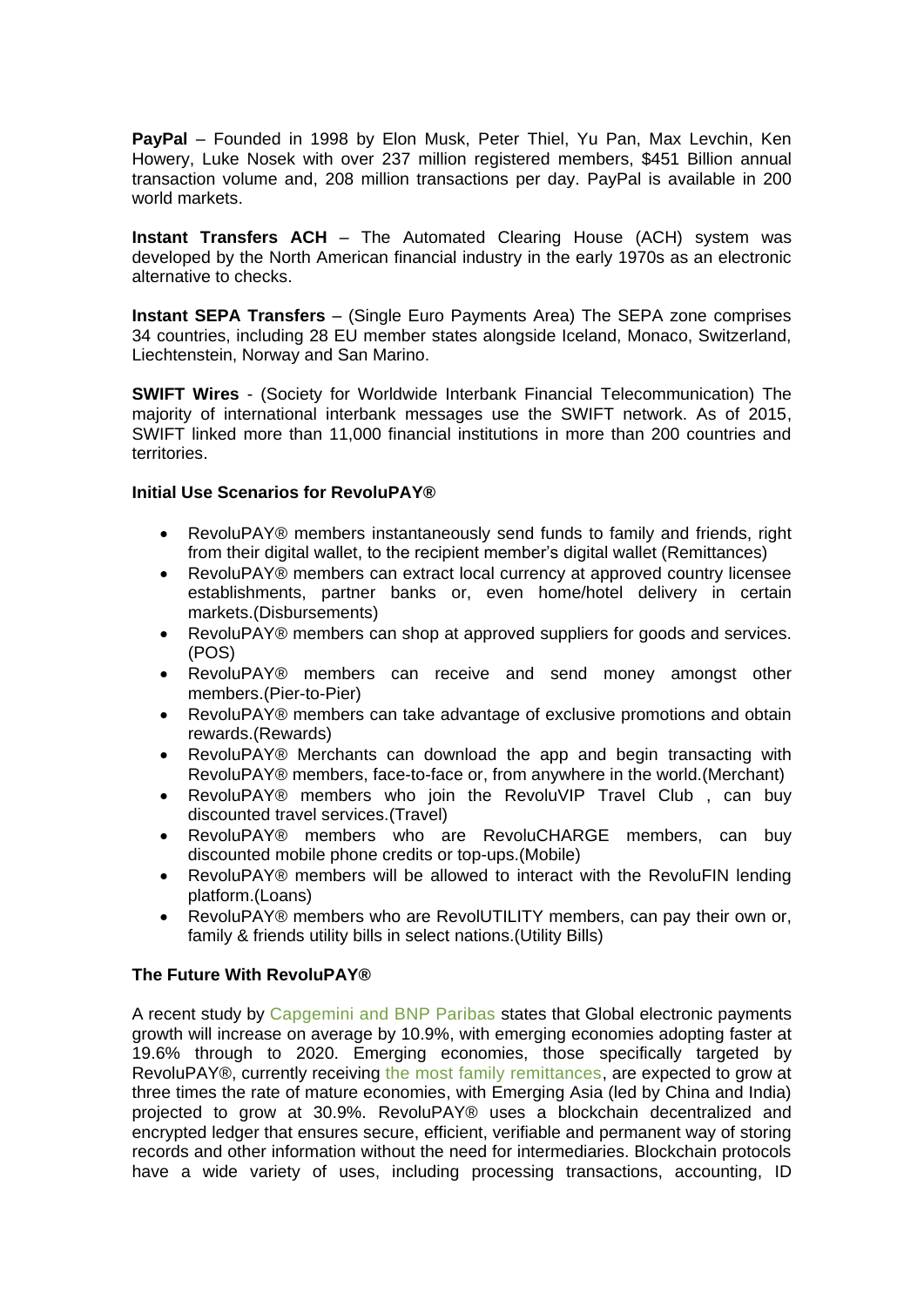**PayPal** – Founded in 1998 by Elon Musk, Peter Thiel, Yu Pan, Max Levchin, Ken Howery, Luke Nosek with over 237 million registered members, $451 Billion annual transaction volume and, 208 million transactions per day. PayPal is available in 200 world markets.

**Instant Transfers ACH** – The Automated Clearing House (ACH) system was developed by the North American financial industry in the early 1970s as an electronic alternative to checks.

**Instant SEPA Transfers** – (Single Euro Payments Area) The SEPA zone comprises 34 countries, including 28 EU member states alongside Iceland, Monaco, Switzerland, Liechtenstein, Norway and San Marino.

**SWIFT Wires** - (Society for Worldwide Interbank Financial Telecommunication) The majority of international interbank messages use the SWIFT network. As of 2015, SWIFT linked more than 11,000 financial institutions in more than 200 countries and territories.

**Initial Use Scenarios for RevoluPAY®**

- RevoluPAY® members instantaneously send funds to family and friends, right from their digital wallet, to the recipient member's digital wallet (Remittances)
- RevoluPAY® members can extract local currency at approved country licensee establishments, partner banks or, even home/hotel delivery in certain markets.(Disbursements)
- RevoluPAY® members can shop at approved suppliers for goods and services. (POS)
- RevoluPAY® members can receive and send money amongst other members.(Pier-to-Pier)
- RevoluPAY® members can take advantage of exclusive promotions and obtain rewards.(Rewards)
- RevoluPAY® Merchants can download the app and begin transacting with RevoluPAY® members, face-to-face or, from anywhere in the world.(Merchant)
- RevoluPAY® members who join the RevoluVIP Travel Club , can buy discounted travel services.(Travel)
- RevoluPAY® members who are RevoluCHARGE members, can buy discounted mobile phone credits or top-ups.(Mobile)
- RevoluPAY® members will be allowed to interact with the RevoluFIN lending platform.(Loans)
- RevoluPAY® members who are RevolUTILITY members, can pay their own or, family & friends utility bills in select nations.(Utility Bills)

**The Future With RevoluPAY®**

A recent study by Capgemini and BNP Paribas states that Global electronic payments growth will increase on average by 10.9%, with emerging economies adopting faster at 19.6% through to 2020. Emerging economies, those specifically targeted by RevoluPAY®, currently receiving the most family remittances, are expected to grow at three times the rate of mature economies, with Emerging Asia (led by China and India) projected to grow at 30.9%. RevoluPAY® uses a blockchain decentralized and encrypted ledger that ensures secure, efficient, verifiable and permanent way of storing records and other information without the need for intermediaries. Blockchain protocols have a wide variety of uses, including processing transactions, accounting, ID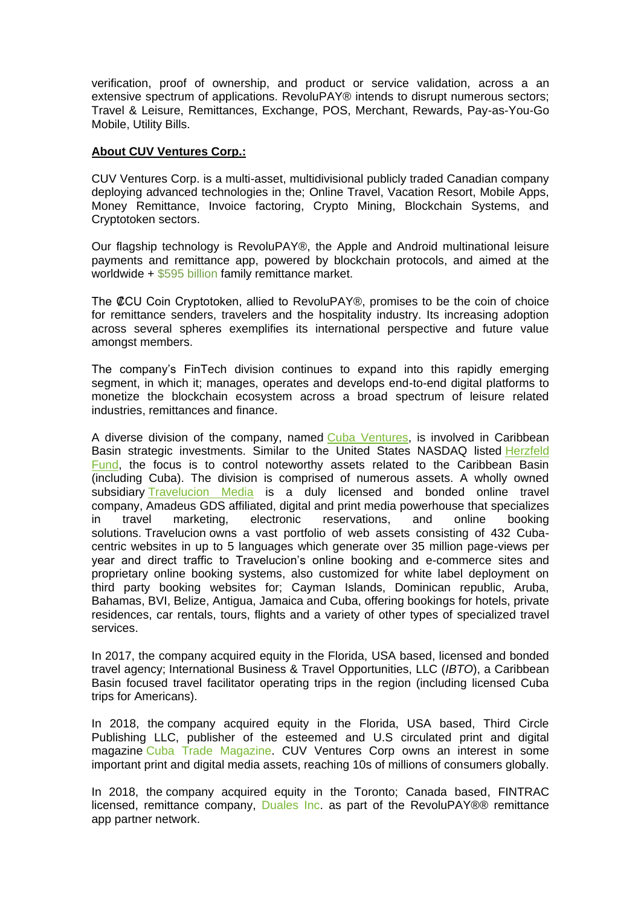verification, proof of ownership, and product or service validation, across a an extensive spectrum of applications. RevoluPAY® intends to disrupt numerous sectors; Travel & Leisure, Remittances, Exchange, POS, Merchant, Rewards, Pay-as-You-Go Mobile, Utility Bills.

**About CUV Ventures Corp.:**

CUV Ventures Corp. is a multi-asset, multidivisional publicly traded Canadian company deploying advanced technologies in the; Online Travel, Vacation Resort, Mobile Apps, Money Remittance, Invoice factoring, Crypto Mining, Blockchain Systems, and Cryptotoken sectors.

Our flagship technology is RevoluPAY®, the Apple and Android multinational leisure payments and remittance app, powered by blockchain protocols, and aimed at the worldwide + $595 billion family remittance market.

The ₡CU Coin Cryptotoken, allied to RevoluPAY®, promises to be the coin of choice for remittance senders, travelers and the hospitality industry. Its increasing adoption across several spheres exemplifies its international perspective and future value amongst members.

The company's FinTech division continues to expand into this rapidly emerging segment, in which it; manages, operates and develops end-to-end digital platforms to monetize the blockchain ecosystem across a broad spectrum of leisure related industries, remittances and finance.

A diverse division of the company, named Cuba Ventures, is involved in Caribbean Basin strategic investments. Similar to the United States NASDAQ listed Herzfeld Fund, the focus is to control noteworthy assets related to the Caribbean Basin (including Cuba). The division is comprised of numerous assets. A wholly owned subsidiary Travelucion Media is a duly licensed and bonded online travel company, Amadeus GDS affiliated, digital and print media powerhouse that specializes in travel marketing, electronic reservations, and online booking solutions. Travelucion owns a vast portfolio of web assets consisting of 432 Cuba-centric websites in up to 5 languages which generate over 35 million page-views per year and direct traffic to Travelucion's online booking and e-commerce sites and proprietary online booking systems, also customized for white label deployment on third party booking websites for; Cayman Islands, Dominican republic, Aruba, Bahamas, BVI, Belize, Antigua, Jamaica and Cuba, offering bookings for hotels, private residences, car rentals, tours, flights and a variety of other types of specialized travel services.

In 2017, the company acquired equity in the Florida, USA based, licensed and bonded travel agency; International Business & Travel Opportunities, LLC (*IBTO*), a Caribbean Basin focused travel facilitator operating trips in the region (including licensed Cuba trips for Americans).

In 2018, the company acquired equity in the Florida, USA based, Third Circle Publishing LLC, publisher of the esteemed and U.S circulated print and digital magazine Cuba Trade Magazine. CUV Ventures Corp owns an interest in some important print and digital media assets, reaching 10s of millions of consumers globally.

In 2018, the company acquired equity in the Toronto; Canada based, FINTRAC licensed, remittance company, Duales Inc. as part of the RevoluPAY®® remittance app partner network.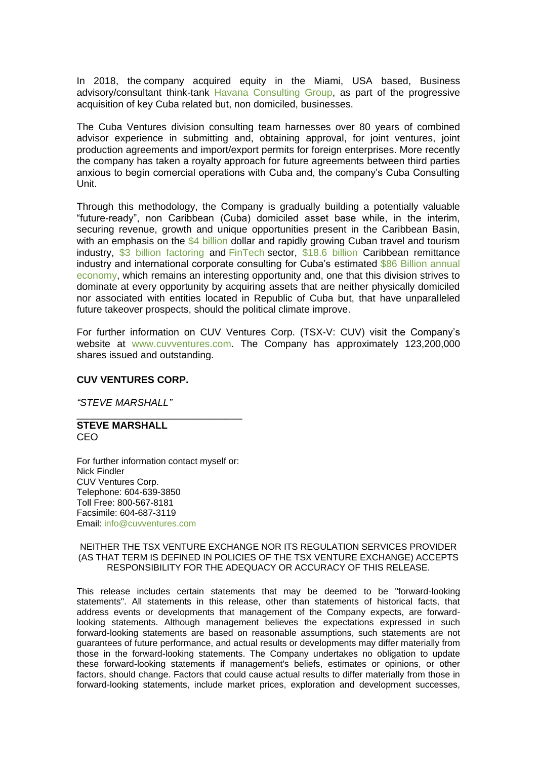In 2018, the company acquired equity in the Miami, USA based, Business advisory/consultant think-tank Havana Consulting Group, as part of the progressive acquisition of key Cuba related but, non domiciled, businesses.

The Cuba Ventures division consulting team harnesses over 80 years of combined advisor experience in submitting and, obtaining approval, for joint ventures, joint production agreements and import/export permits for foreign enterprises. More recently the company has taken a royalty approach for future agreements between third parties anxious to begin comercial operations with Cuba and, the company's Cuba Consulting Unit.

Through this methodology, the Company is gradually building a potentially valuable "future-ready", non Caribbean (Cuba) domiciled asset base while, in the interim, securing revenue, growth and unique opportunities present in the Caribbean Basin, with an emphasis on the $4 billion dollar and rapidly growing Cuban travel and tourism industry, $3 billion factoring and FinTech sector, $18.6 billion Caribbean remittance industry and international corporate consulting for Cuba's estimated $86 Billion annual economy, which remains an interesting opportunity and, one that this division strives to dominate at every opportunity by acquiring assets that are neither physically domiciled nor associated with entities located in Republic of Cuba but, that have unparalleled future takeover prospects, should the political climate improve.

For further information on CUV Ventures Corp. (TSX-V: CUV) visit the Company's website at www.cuvventures.com. The Company has approximately 123,200,000 shares issued and outstanding.

**CUV VENTURES CORP.**

*"STEVE MARSHALL"*

\_\_\_\_\_\_\_\_\_\_\_\_\_\_\_\_\_\_\_\_\_\_\_\_\_\_\_\_\_\_

**STEVE MARSHALL**
CEO

For further information contact myself or:
Nick Findler
CUV Ventures Corp.
Telephone: 604-639-3850
Toll Free: 800-567-8181
Facsimile: 604-687-3119
Email: info@cuvventures.com

NEITHER THE TSX VENTURE EXCHANGE NOR ITS REGULATION SERVICES PROVIDER (AS THAT TERM IS DEFINED IN POLICIES OF THE TSX VENTURE EXCHANGE) ACCEPTS RESPONSIBILITY FOR THE ADEQUACY OR ACCURACY OF THIS RELEASE.

This release includes certain statements that may be deemed to be "forward-looking statements". All statements in this release, other than statements of historical facts, that address events or developments that management of the Company expects, are forward-looking statements. Although management believes the expectations expressed in such forward-looking statements are based on reasonable assumptions, such statements are not guarantees of future performance, and actual results or developments may differ materially from those in the forward-looking statements. The Company undertakes no obligation to update these forward-looking statements if management's beliefs, estimates or opinions, or other factors, should change. Factors that could cause actual results to differ materially from those in forward-looking statements, include market prices, exploration and development successes,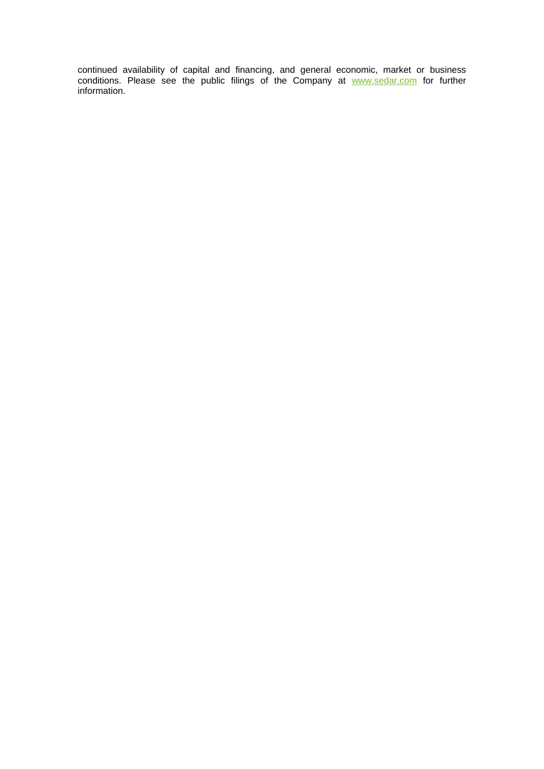continued availability of capital and financing, and general economic, market or business conditions. Please see the public filings of the Company at www.sedar.com for further information.